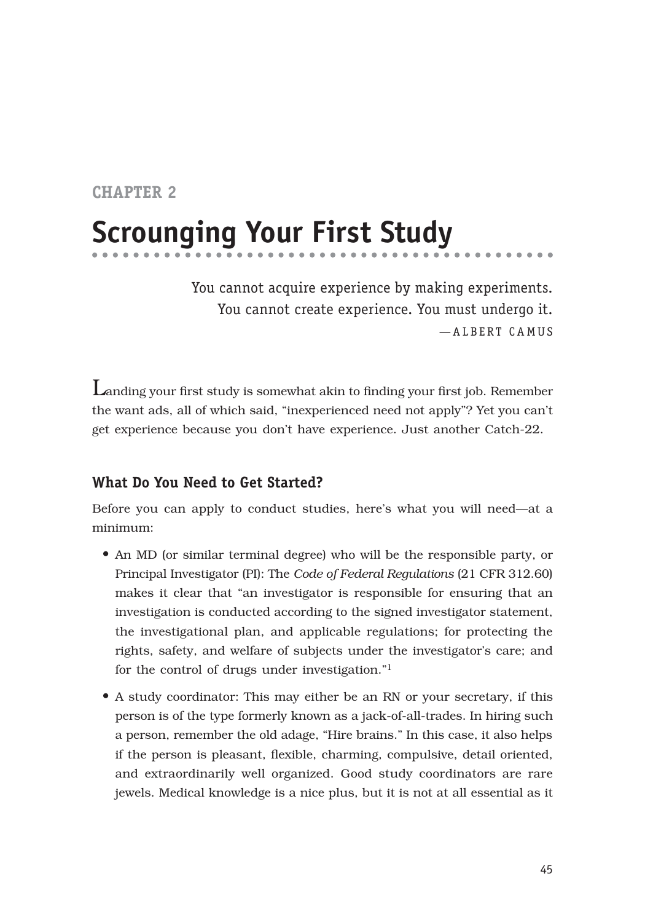CHAPTER 2

# Scrounging Your First Study

> You cannot acquire experience by making experiments.
> You cannot create experience. You must undergo it.
> —ALBERT CAMUS

Landing your first study is somewhat akin to finding your first job. Remember the want ads, all of which said, "inexperienced need not apply"? Yet you can't get experience because you don't have experience. Just another Catch-22.

## What Do You Need to Get Started?

Before you can apply to conduct studies, here's what you will need—at a minimum:

- An MD (or similar terminal degree) who will be the responsible party, or Principal Investigator (PI): The *Code of Federal Regulations* (21 CFR 312.60) makes it clear that "an investigator is responsible for ensuring that an investigation is conducted according to the signed investigator statement, the investigational plan, and applicable regulations; for protecting the rights, safety, and welfare of subjects under the investigator's care; and for the control of drugs under investigation."[1]
- A study coordinator: This may either be an RN or your secretary, if this person is of the type formerly known as a jack-of-all-trades. In hiring such a person, remember the old adage, "Hire brains." In this case, it also helps if the person is pleasant, flexible, charming, compulsive, detail oriented, and extraordinarily well organized. Good study coordinators are rare jewels. Medical knowledge is a nice plus, but it is not at all essential as it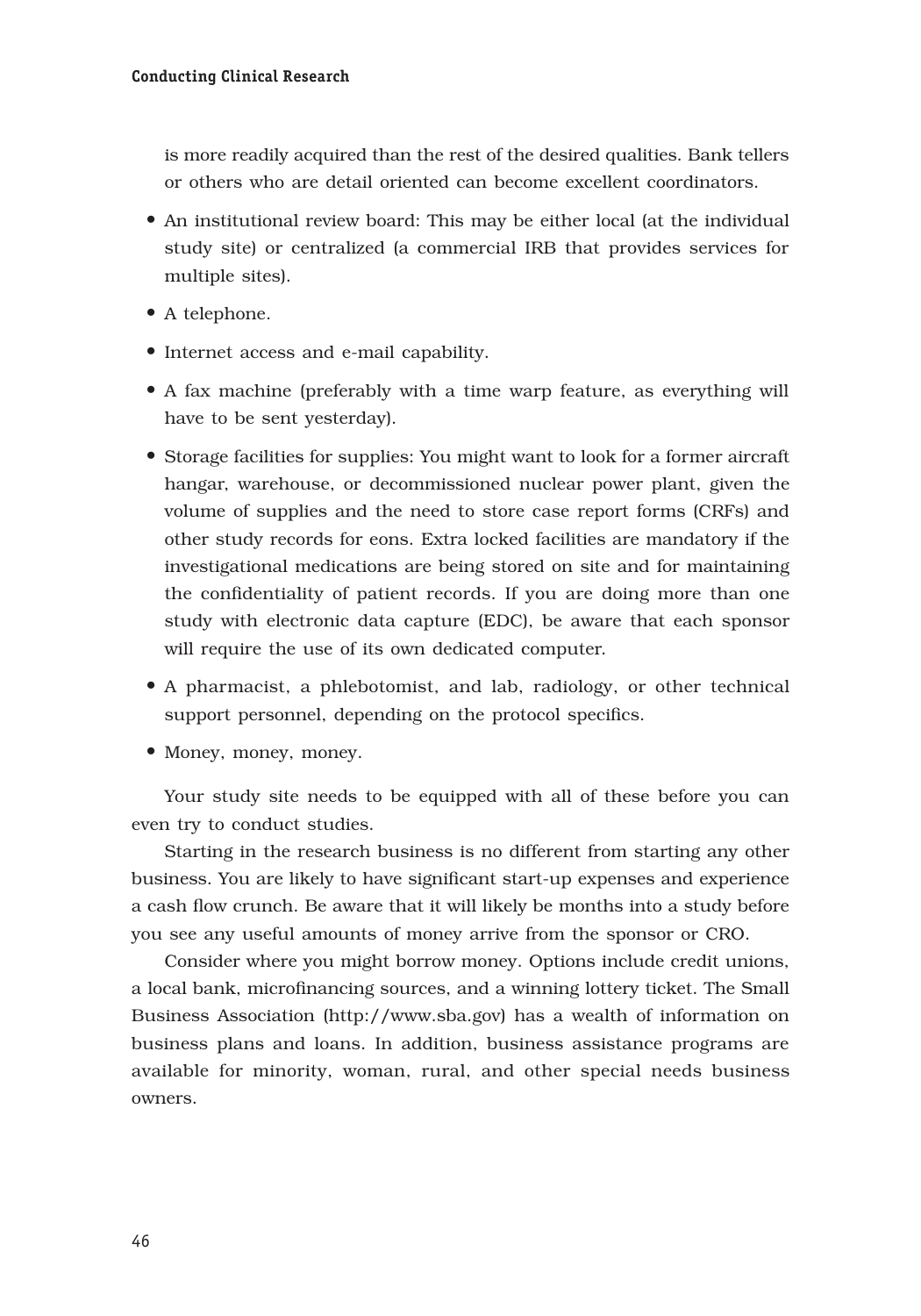is more readily acquired than the rest of the desired qualities. Bank tellers or others who are detail oriented can become excellent coordinators.

- An institutional review board: This may be either local (at the individual study site) or centralized (a commercial IRB that provides services for multiple sites).
- A telephone.
- Internet access and e-mail capability.
- A fax machine (preferably with a time warp feature, as everything will have to be sent yesterday).
- Storage facilities for supplies: You might want to look for a former aircraft hangar, warehouse, or decommissioned nuclear power plant, given the volume of supplies and the need to store case report forms (CRFs) and other study records for eons. Extra locked facilities are mandatory if the investigational medications are being stored on site and for maintaining the confidentiality of patient records. If you are doing more than one study with electronic data capture (EDC), be aware that each sponsor will require the use of its own dedicated computer.
- A pharmacist, a phlebotomist, and lab, radiology, or other technical support personnel, depending on the protocol specifics.
- Money, money, money.

Your study site needs to be equipped with all of these before you can even try to conduct studies.

Starting in the research business is no different from starting any other business. You are likely to have significant start-up expenses and experience a cash flow crunch. Be aware that it will likely be months into a study before you see any useful amounts of money arrive from the sponsor or CRO.

Consider where you might borrow money. Options include credit unions, a local bank, microfinancing sources, and a winning lottery ticket. The Small Business Association (http://www.sba.gov) has a wealth of information on business plans and loans. In addition, business assistance programs are available for minority, woman, rural, and other special needs business owners.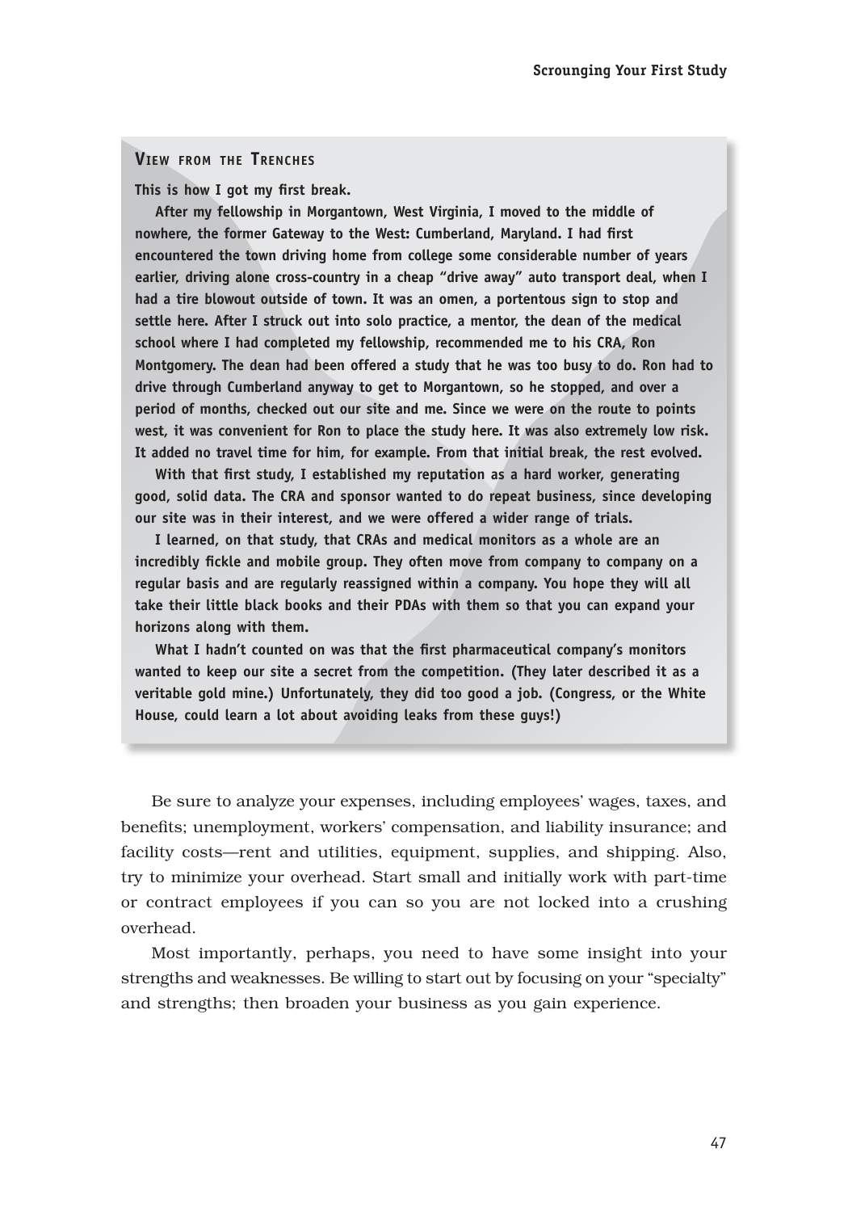### View from the Trenches

**This is how I got my first break.**

**After my fellowship in Morgantown, West Virginia, I moved to the middle of nowhere, the former Gateway to the West: Cumberland, Maryland. I had first encountered the town driving home from college some considerable number of years earlier, driving alone cross-country in a cheap "drive away" auto transport deal, when I had a tire blowout outside of town. It was an omen, a portentous sign to stop and settle here. After I struck out into solo practice, a mentor, the dean of the medical school where I had completed my fellowship, recommended me to his CRA, Ron Montgomery. The dean had been offered a study that he was too busy to do. Ron had to drive through Cumberland anyway to get to Morgantown, so he stopped, and over a period of months, checked out our site and me. Since we were on the route to points west, it was convenient for Ron to place the study here. It was also extremely low risk. It added no travel time for him, for example. From that initial break, the rest evolved.**

**With that first study, I established my reputation as a hard worker, generating good, solid data. The CRA and sponsor wanted to do repeat business, since developing our site was in their interest, and we were offered a wider range of trials.**

**I learned, on that study, that CRAs and medical monitors as a whole are an incredibly fickle and mobile group. They often move from company to company on a regular basis and are regularly reassigned within a company. You hope they will all take their little black books and their PDAs with them so that you can expand your horizons along with them.**

**What I hadn't counted on was that the first pharmaceutical company's monitors wanted to keep our site a secret from the competition. (They later described it as a veritable gold mine.) Unfortunately, they did too good a job. (Congress, or the White House, could learn a lot about avoiding leaks from these guys!)**

Be sure to analyze your expenses, including employees' wages, taxes, and benefits; unemployment, workers' compensation, and liability insurance; and facility costs—rent and utilities, equipment, supplies, and shipping. Also, try to minimize your overhead. Start small and initially work with part-time or contract employees if you can so you are not locked into a crushing overhead.

Most importantly, perhaps, you need to have some insight into your strengths and weaknesses. Be willing to start out by focusing on your "specialty" and strengths; then broaden your business as you gain experience.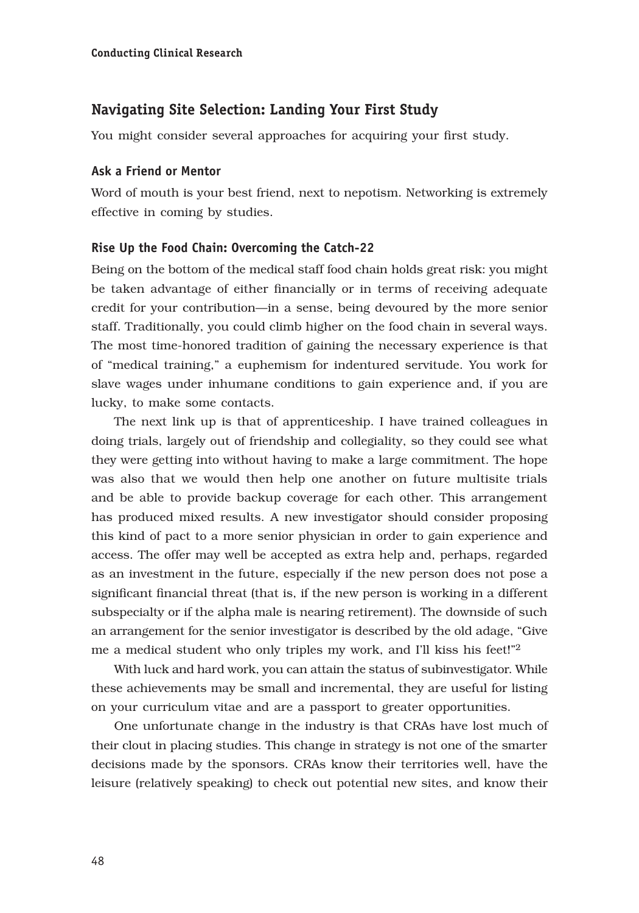## Navigating Site Selection: Landing Your First Study

You might consider several approaches for acquiring your first study.

### Ask a Friend or Mentor

Word of mouth is your best friend, next to nepotism. Networking is extremely effective in coming by studies.

### Rise Up the Food Chain: Overcoming the Catch-22

Being on the bottom of the medical staff food chain holds great risk: you might be taken advantage of either financially or in terms of receiving adequate credit for your contribution—in a sense, being devoured by the more senior staff. Traditionally, you could climb higher on the food chain in several ways. The most time-honored tradition of gaining the necessary experience is that of "medical training," a euphemism for indentured servitude. You work for slave wages under inhumane conditions to gain experience and, if you are lucky, to make some contacts.

The next link up is that of apprenticeship. I have trained colleagues in doing trials, largely out of friendship and collegiality, so they could see what they were getting into without having to make a large commitment. The hope was also that we would then help one another on future multisite trials and be able to provide backup coverage for each other. This arrangement has produced mixed results. A new investigator should consider proposing this kind of pact to a more senior physician in order to gain experience and access. The offer may well be accepted as extra help and, perhaps, regarded as an investment in the future, especially if the new person does not pose a significant financial threat (that is, if the new person is working in a different subspecialty or if the alpha male is nearing retirement). The downside of such an arrangement for the senior investigator is described by the old adage, "Give me a medical student who only triples my work, and I'll kiss his feet!"[2]

With luck and hard work, you can attain the status of subinvestigator. While these achievements may be small and incremental, they are useful for listing on your curriculum vitae and are a passport to greater opportunities.

One unfortunate change in the industry is that CRAs have lost much of their clout in placing studies. This change in strategy is not one of the smarter decisions made by the sponsors. CRAs know their territories well, have the leisure (relatively speaking) to check out potential new sites, and know their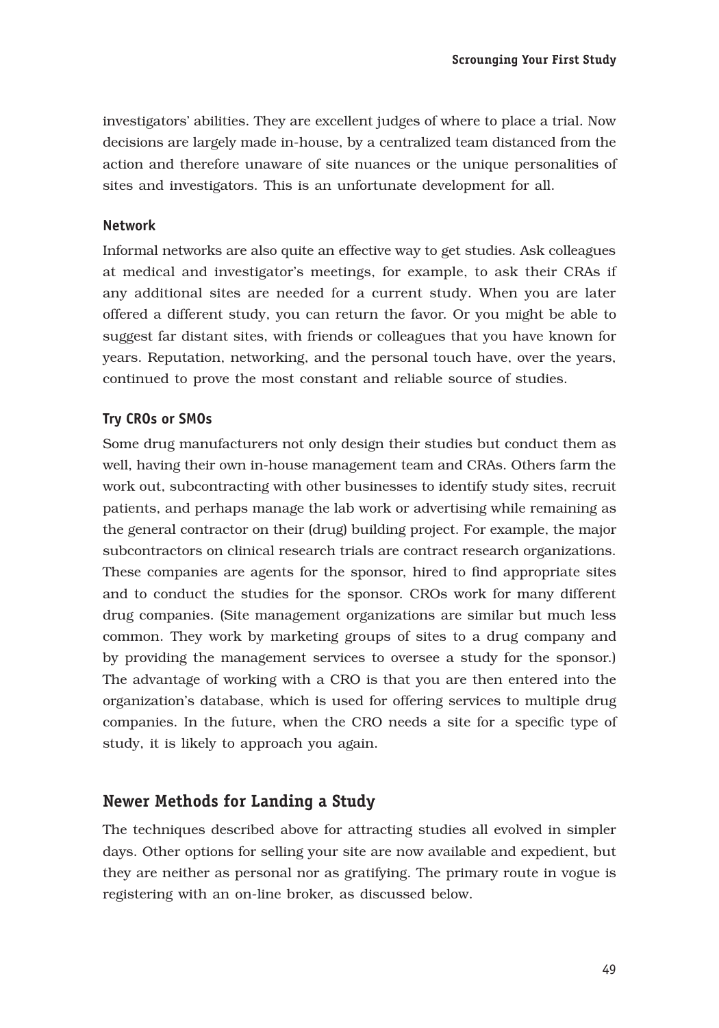investigators' abilities. They are excellent judges of where to place a trial. Now decisions are largely made in-house, by a centralized team distanced from the action and therefore unaware of site nuances or the unique personalities of sites and investigators. This is an unfortunate development for all.

### Network

Informal networks are also quite an effective way to get studies. Ask colleagues at medical and investigator's meetings, for example, to ask their CRAs if any additional sites are needed for a current study. When you are later offered a different study, you can return the favor. Or you might be able to suggest far distant sites, with friends or colleagues that you have known for years. Reputation, networking, and the personal touch have, over the years, continued to prove the most constant and reliable source of studies.

### Try CROs or SMOs

Some drug manufacturers not only design their studies but conduct them as well, having their own in-house management team and CRAs. Others farm the work out, subcontracting with other businesses to identify study sites, recruit patients, and perhaps manage the lab work or advertising while remaining as the general contractor on their (drug) building project. For example, the major subcontractors on clinical research trials are contract research organizations. These companies are agents for the sponsor, hired to find appropriate sites and to conduct the studies for the sponsor. CROs work for many different drug companies. (Site management organizations are similar but much less common. They work by marketing groups of sites to a drug company and by providing the management services to oversee a study for the sponsor.) The advantage of working with a CRO is that you are then entered into the organization's database, which is used for offering services to multiple drug companies. In the future, when the CRO needs a site for a specific type of study, it is likely to approach you again.

## Newer Methods for Landing a Study

The techniques described above for attracting studies all evolved in simpler days. Other options for selling your site are now available and expedient, but they are neither as personal nor as gratifying. The primary route in vogue is registering with an on-line broker, as discussed below.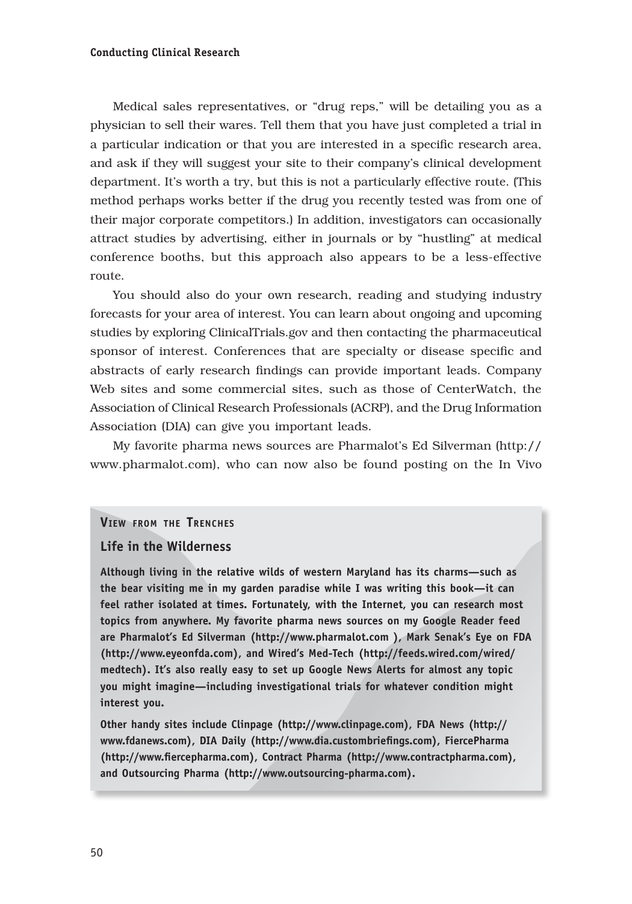Medical sales representatives, or "drug reps," will be detailing you as a physician to sell their wares. Tell them that you have just completed a trial in a particular indication or that you are interested in a specific research area, and ask if they will suggest your site to their company's clinical development department. It's worth a try, but this is not a particularly effective route. (This method perhaps works better if the drug you recently tested was from one of their major corporate competitors.) In addition, investigators can occasionally attract studies by advertising, either in journals or by "hustling" at medical conference booths, but this approach also appears to be a less-effective route.

You should also do your own research, reading and studying industry forecasts for your area of interest. You can learn about ongoing and upcoming studies by exploring ClinicalTrials.gov and then contacting the pharmaceutical sponsor of interest. Conferences that are specialty or disease specific and abstracts of early research findings can provide important leads. Company Web sites and some commercial sites, such as those of CenterWatch, the Association of Clinical Research Professionals (ACRP), and the Drug Information Association (DIA) can give you important leads.

My favorite pharma news sources are Pharmalot's Ed Silverman (http://www.pharmalot.com), who can now also be found posting on the In Vivo

> **VIEW FROM THE TRENCHES**
>
> **Life in the Wilderness**
>
> **Although living in the relative wilds of western Maryland has its charms—such as the bear visiting me in my garden paradise while I was writing this book—it can feel rather isolated at times. Fortunately, with the Internet, you can research most topics from anywhere. My favorite pharma news sources on my Google Reader feed are Pharmalot's Ed Silverman (http://www.pharmalot.com ), Mark Senak's Eye on FDA (http://www.eyeonfda.com), and Wired's Med-Tech (http://feeds.wired.com/wired/medtech). It's also really easy to set up Google News Alerts for almost any topic you might imagine—including investigational trials for whatever condition might interest you.**
>
> **Other handy sites include Clinpage (http://www.clinpage.com), FDA News (http://www.fdanews.com), DIA Daily (http://www.dia.custombriefings.com), FiercePharma (http://www.fiercepharma.com), Contract Pharma (http://www.contractpharma.com), and Outsourcing Pharma (http://www.outsourcing-pharma.com).**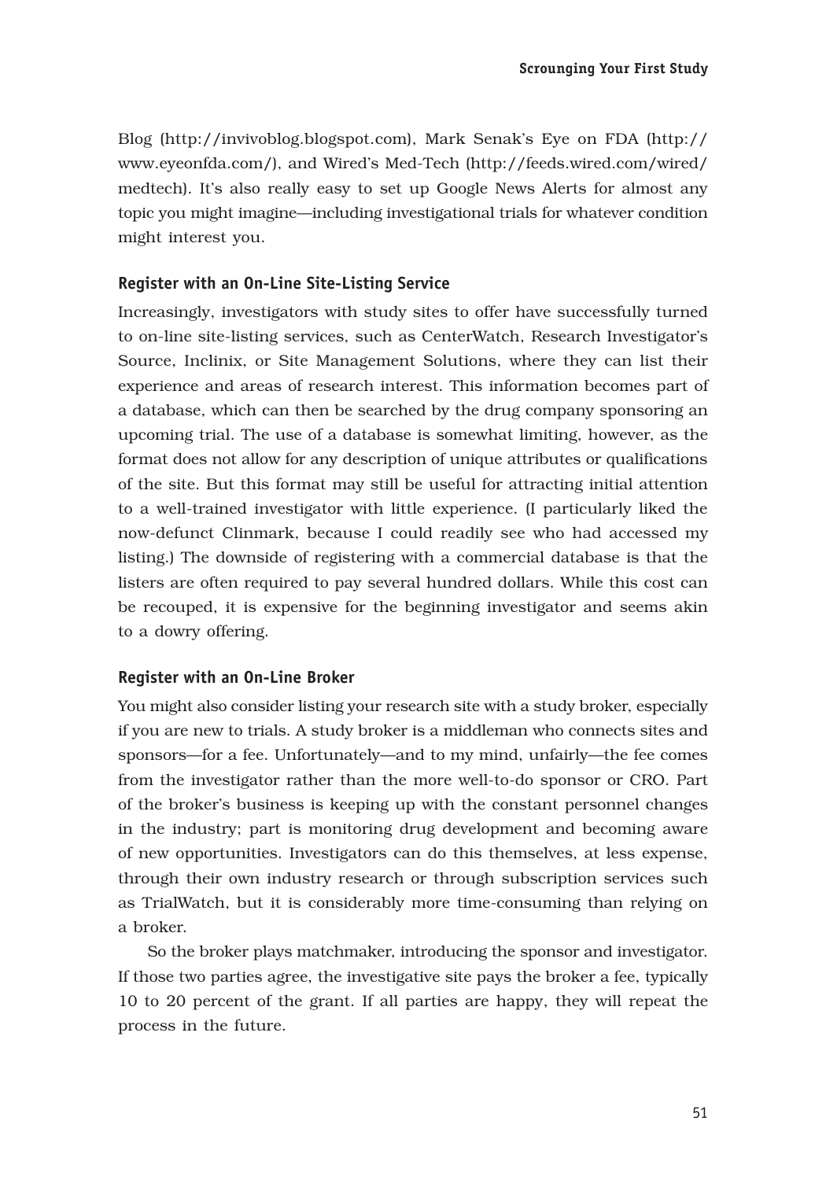Blog (http://invivoblog.blogspot.com), Mark Senak's Eye on FDA (http://www.eyeonfda.com/), and Wired's Med-Tech (http://feeds.wired.com/wired/medtech). It's also really easy to set up Google News Alerts for almost any topic you might imagine—including investigational trials for whatever condition might interest you.

### Register with an On-Line Site-Listing Service

Increasingly, investigators with study sites to offer have successfully turned to on-line site-listing services, such as CenterWatch, Research Investigator's Source, Inclinix, or Site Management Solutions, where they can list their experience and areas of research interest. This information becomes part of a database, which can then be searched by the drug company sponsoring an upcoming trial. The use of a database is somewhat limiting, however, as the format does not allow for any description of unique attributes or qualifications of the site. But this format may still be useful for attracting initial attention to a well-trained investigator with little experience. (I particularly liked the now-defunct Clinmark, because I could readily see who had accessed my listing.) The downside of registering with a commercial database is that the listers are often required to pay several hundred dollars. While this cost can be recouped, it is expensive for the beginning investigator and seems akin to a dowry offering.

### Register with an On-Line Broker

You might also consider listing your research site with a study broker, especially if you are new to trials. A study broker is a middleman who connects sites and sponsors—for a fee. Unfortunately—and to my mind, unfairly—the fee comes from the investigator rather than the more well-to-do sponsor or CRO. Part of the broker's business is keeping up with the constant personnel changes in the industry; part is monitoring drug development and becoming aware of new opportunities. Investigators can do this themselves, at less expense, through their own industry research or through subscription services such as TrialWatch, but it is considerably more time-consuming than relying on a broker.

So the broker plays matchmaker, introducing the sponsor and investigator. If those two parties agree, the investigative site pays the broker a fee, typically 10 to 20 percent of the grant. If all parties are happy, they will repeat the process in the future.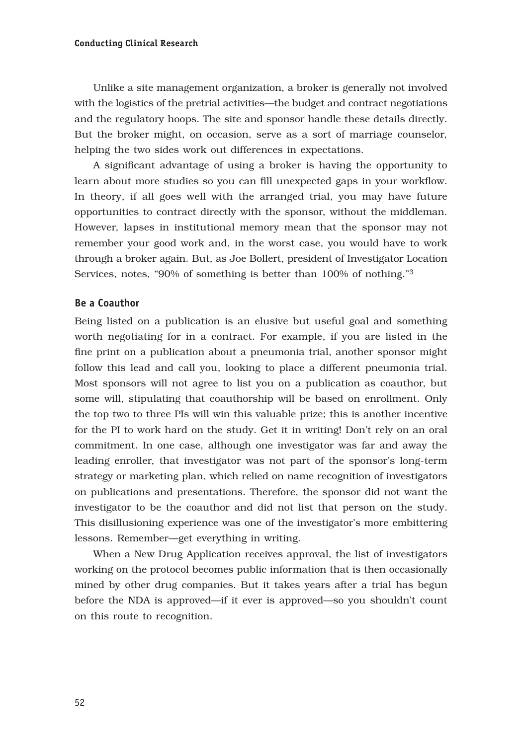Unlike a site management organization, a broker is generally not involved with the logistics of the pretrial activities—the budget and contract negotiations and the regulatory hoops. The site and sponsor handle these details directly. But the broker might, on occasion, serve as a sort of marriage counselor, helping the two sides work out differences in expectations.

A significant advantage of using a broker is having the opportunity to learn about more studies so you can fill unexpected gaps in your workflow. In theory, if all goes well with the arranged trial, you may have future opportunities to contract directly with the sponsor, without the middleman. However, lapses in institutional memory mean that the sponsor may not remember your good work and, in the worst case, you would have to work through a broker again. But, as Joe Bollert, president of Investigator Location Services, notes, "90% of something is better than 100% of nothing."[3]

### Be a Coauthor

Being listed on a publication is an elusive but useful goal and something worth negotiating for in a contract. For example, if you are listed in the fine print on a publication about a pneumonia trial, another sponsor might follow this lead and call you, looking to place a different pneumonia trial. Most sponsors will not agree to list you on a publication as coauthor, but some will, stipulating that coauthorship will be based on enrollment. Only the top two to three PIs will win this valuable prize; this is another incentive for the PI to work hard on the study. Get it in writing! Don't rely on an oral commitment. In one case, although one investigator was far and away the leading enroller, that investigator was not part of the sponsor's long-term strategy or marketing plan, which relied on name recognition of investigators on publications and presentations. Therefore, the sponsor did not want the investigator to be the coauthor and did not list that person on the study. This disillusioning experience was one of the investigator's more embittering lessons. Remember—get everything in writing.

When a New Drug Application receives approval, the list of investigators working on the protocol becomes public information that is then occasionally mined by other drug companies. But it takes years after a trial has begun before the NDA is approved—if it ever is approved—so you shouldn't count on this route to recognition.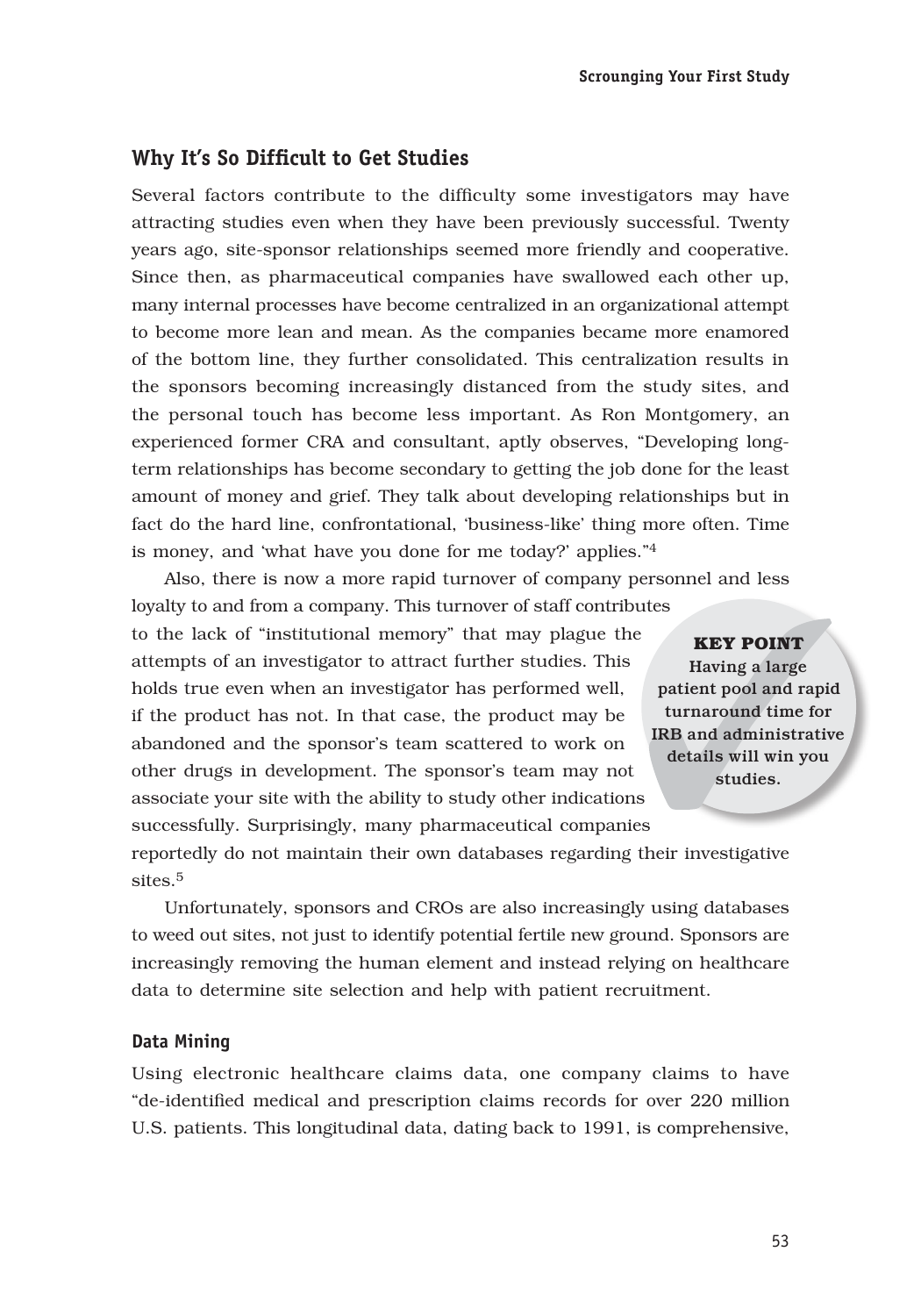## Why It's So Difficult to Get Studies

Several factors contribute to the difficulty some investigators may have attracting studies even when they have been previously successful. Twenty years ago, site-sponsor relationships seemed more friendly and cooperative. Since then, as pharmaceutical companies have swallowed each other up, many internal processes have become centralized in an organizational attempt to become more lean and mean. As the companies became more enamored of the bottom line, they further consolidated. This centralization results in the sponsors becoming increasingly distanced from the study sites, and the personal touch has become less important. As Ron Montgomery, an experienced former CRA and consultant, aptly observes, "Developing long-term relationships has become secondary to getting the job done for the least amount of money and grief. They talk about developing relationships but in fact do the hard line, confrontational, 'business-like' thing more often. Time is money, and 'what have you done for me today?' applies."[4]

Also, there is now a more rapid turnover of company personnel and less loyalty to and from a company. This turnover of staff contributes to the lack of "institutional memory" that may plague the attempts of an investigator to attract further studies. This holds true even when an investigator has performed well, if the product has not. In that case, the product may be abandoned and the sponsor's team scattered to work on other drugs in development. The sponsor's team may not associate your site with the ability to study other indications successfully. Surprisingly, many pharmaceutical companies reportedly do not maintain their own databases regarding their investigative sites.[5]

> **KEY POINT**
> Having a large patient pool and rapid turnaround time for IRB and administrative details will win you studies.

Unfortunately, sponsors and CROs are also increasingly using databases to weed out sites, not just to identify potential fertile new ground. Sponsors are increasingly removing the human element and instead relying on healthcare data to determine site selection and help with patient recruitment.

### Data Mining

Using electronic healthcare claims data, one company claims to have "de-identified medical and prescription claims records for over 220 million U.S. patients. This longitudinal data, dating back to 1991, is comprehensive,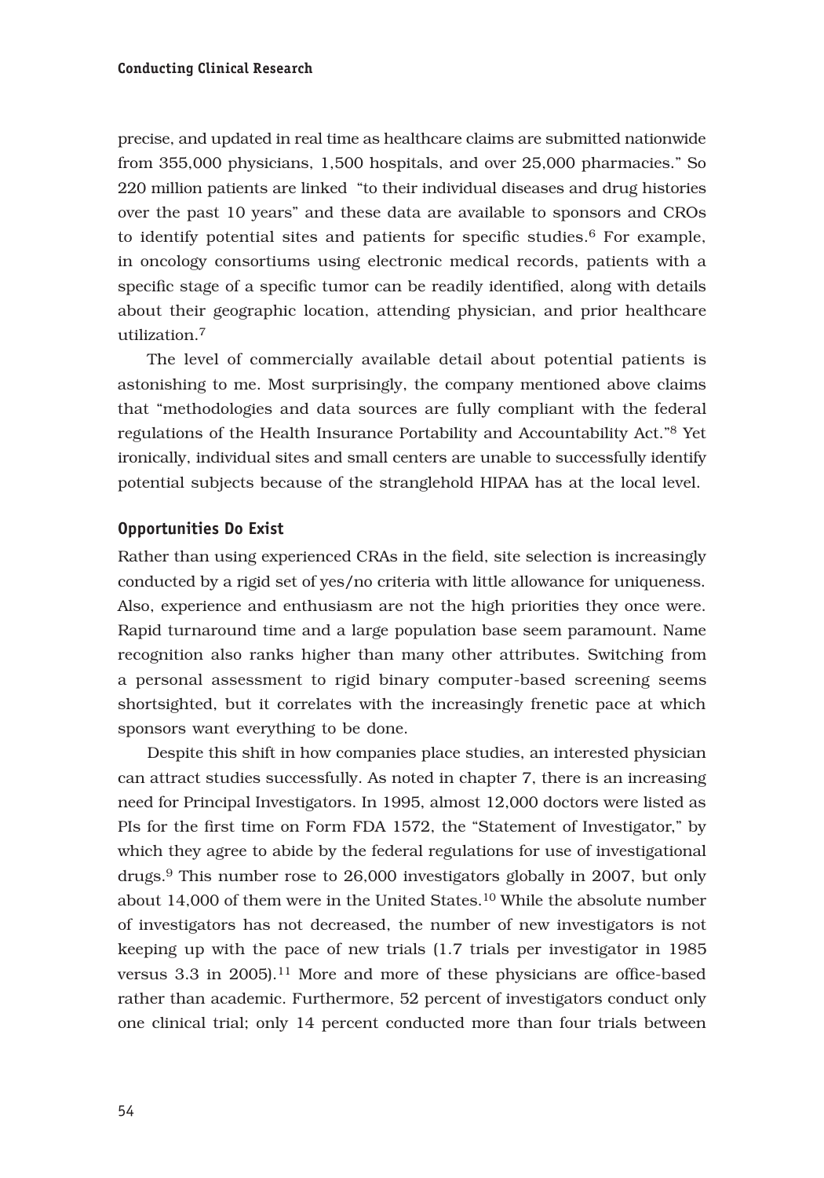precise, and updated in real time as healthcare claims are submitted nationwide from 355,000 physicians, 1,500 hospitals, and over 25,000 pharmacies." So 220 million patients are linked "to their individual diseases and drug histories over the past 10 years" and these data are available to sponsors and CROs to identify potential sites and patients for specific studies.[6] For example, in oncology consortiums using electronic medical records, patients with a specific stage of a specific tumor can be readily identified, along with details about their geographic location, attending physician, and prior healthcare utilization.[7]

The level of commercially available detail about potential patients is astonishing to me. Most surprisingly, the company mentioned above claims that "methodologies and data sources are fully compliant with the federal regulations of the Health Insurance Portability and Accountability Act."[8] Yet ironically, individual sites and small centers are unable to successfully identify potential subjects because of the stranglehold HIPAA has at the local level.

## Opportunities Do Exist

Rather than using experienced CRAs in the field, site selection is increasingly conducted by a rigid set of yes/no criteria with little allowance for uniqueness. Also, experience and enthusiasm are not the high priorities they once were. Rapid turnaround time and a large population base seem paramount. Name recognition also ranks higher than many other attributes. Switching from a personal assessment to rigid binary computer-based screening seems shortsighted, but it correlates with the increasingly frenetic pace at which sponsors want everything to be done.

Despite this shift in how companies place studies, an interested physician can attract studies successfully. As noted in chapter 7, there is an increasing need for Principal Investigators. In 1995, almost 12,000 doctors were listed as PIs for the first time on Form FDA 1572, the "Statement of Investigator," by which they agree to abide by the federal regulations for use of investigational drugs.[9] This number rose to 26,000 investigators globally in 2007, but only about 14,000 of them were in the United States.[10] While the absolute number of investigators has not decreased, the number of new investigators is not keeping up with the pace of new trials (1.7 trials per investigator in 1985 versus 3.3 in 2005).[11] More and more of these physicians are office-based rather than academic. Furthermore, 52 percent of investigators conduct only one clinical trial; only 14 percent conducted more than four trials between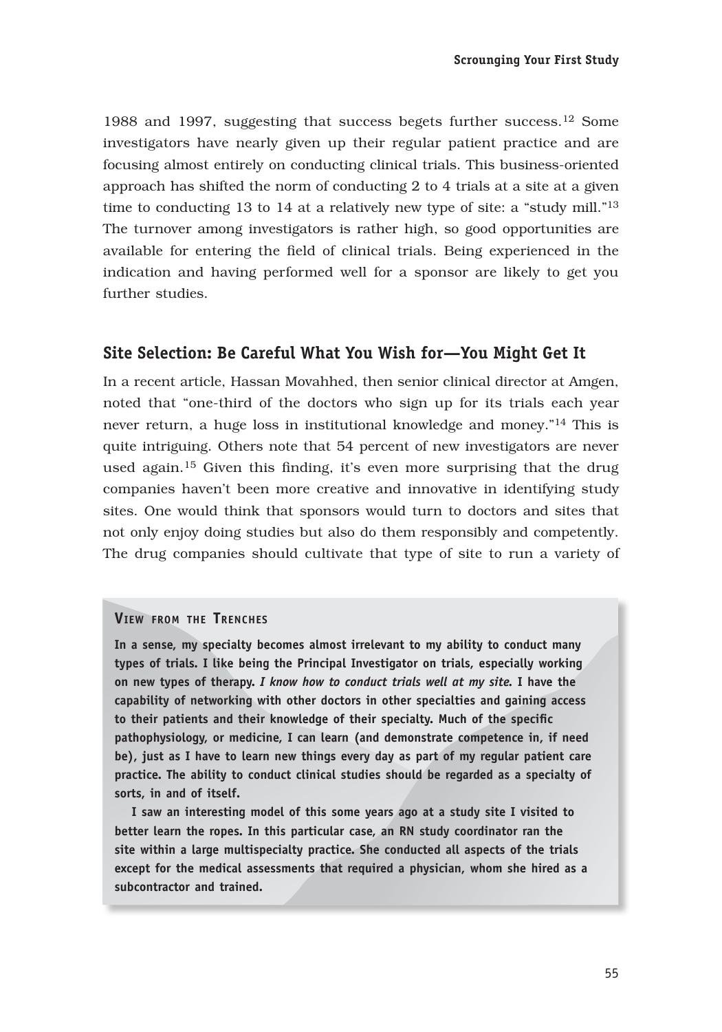1988 and 1997, suggesting that success begets further success.[12] Some investigators have nearly given up their regular patient practice and are focusing almost entirely on conducting clinical trials. This business-oriented approach has shifted the norm of conducting 2 to 4 trials at a site at a given time to conducting 13 to 14 at a relatively new type of site: a "study mill."[13] The turnover among investigators is rather high, so good opportunities are available for entering the field of clinical trials. Being experienced in the indication and having performed well for a sponsor are likely to get you further studies.

## Site Selection: Be Careful What You Wish for—You Might Get It

In a recent article, Hassan Movahhed, then senior clinical director at Amgen, noted that "one-third of the doctors who sign up for its trials each year never return, a huge loss in institutional knowledge and money."[14] This is quite intriguing. Others note that 54 percent of new investigators are never used again.[15] Given this finding, it's even more surprising that the drug companies haven't been more creative and innovative in identifying study sites. One would think that sponsors would turn to doctors and sites that not only enjoy doing studies but also do them responsibly and competently. The drug companies should cultivate that type of site to run a variety of

> **VIEW FROM THE TRENCHES**
>
> **In a sense, my specialty becomes almost irrelevant to my ability to conduct many types of trials. I like being the Principal Investigator on trials, especially working on new types of therapy. *I know how to conduct trials well at my site.* I have the capability of networking with other doctors in other specialties and gaining access to their patients and their knowledge of their specialty. Much of the specific pathophysiology, or medicine, I can learn (and demonstrate competence in, if need be), just as I have to learn new things every day as part of my regular patient care practice. The ability to conduct clinical studies should be regarded as a specialty of sorts, in and of itself.**
>
> **I saw an interesting model of this some years ago at a study site I visited to better learn the ropes. In this particular case, an RN study coordinator ran the site within a large multispecialty practice. She conducted all aspects of the trials except for the medical assessments that required a physician, whom she hired as a subcontractor and trained.**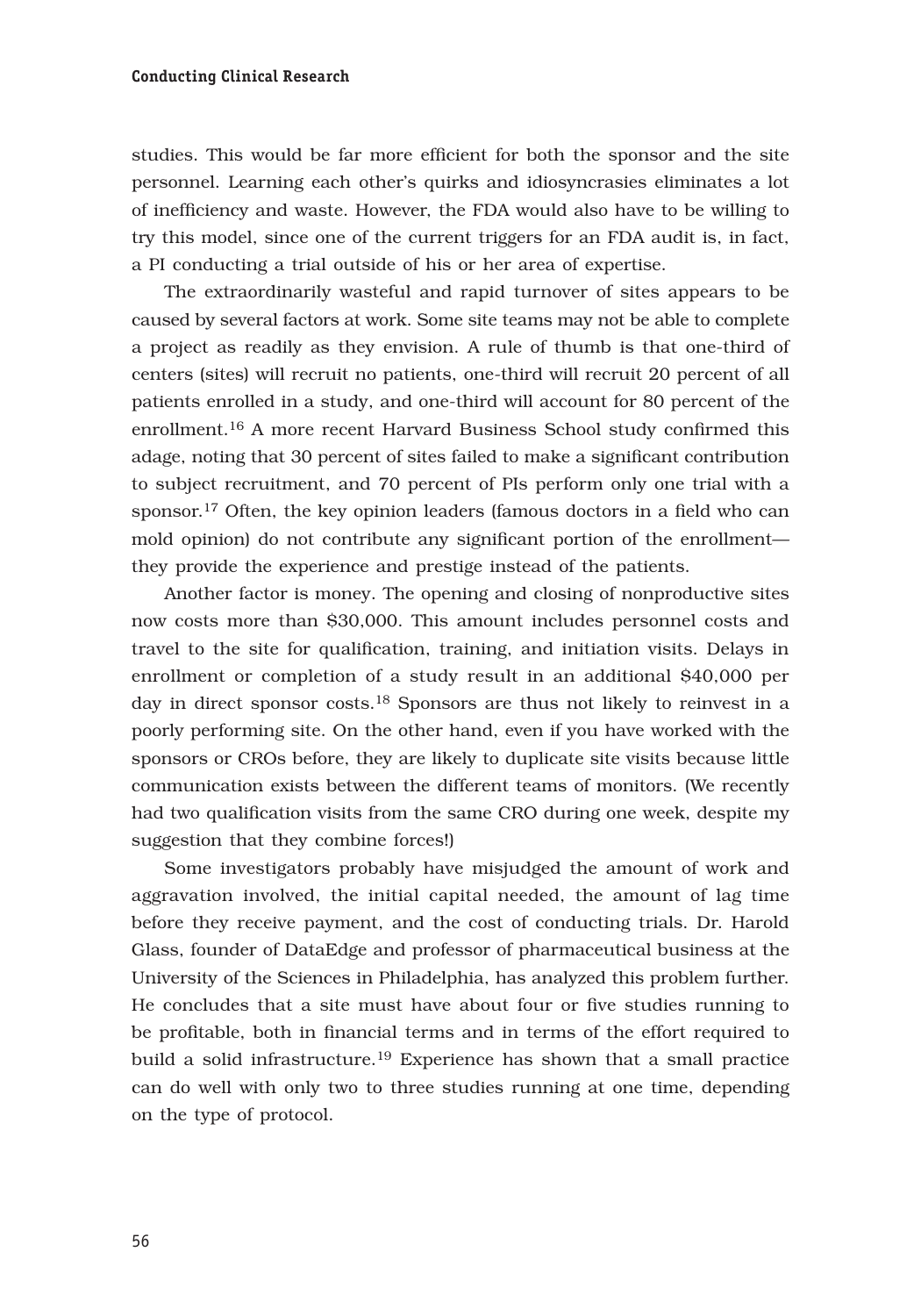studies. This would be far more efficient for both the sponsor and the site personnel. Learning each other's quirks and idiosyncrasies eliminates a lot of inefficiency and waste. However, the FDA would also have to be willing to try this model, since one of the current triggers for an FDA audit is, in fact, a PI conducting a trial outside of his or her area of expertise.

The extraordinarily wasteful and rapid turnover of sites appears to be caused by several factors at work. Some site teams may not be able to complete a project as readily as they envision. A rule of thumb is that one-third of centers (sites) will recruit no patients, one-third will recruit 20 percent of all patients enrolled in a study, and one-third will account for 80 percent of the enrollment.[16] A more recent Harvard Business School study confirmed this adage, noting that 30 percent of sites failed to make a significant contribution to subject recruitment, and 70 percent of PIs perform only one trial with a sponsor.[17] Often, the key opinion leaders (famous doctors in a field who can mold opinion) do not contribute any significant portion of the enrollment—they provide the experience and prestige instead of the patients.

Another factor is money. The opening and closing of nonproductive sites now costs more than $30,000. This amount includes personnel costs and travel to the site for qualification, training, and initiation visits. Delays in enrollment or completion of a study result in an additional $40,000 per day in direct sponsor costs.[18] Sponsors are thus not likely to reinvest in a poorly performing site. On the other hand, even if you have worked with the sponsors or CROs before, they are likely to duplicate site visits because little communication exists between the different teams of monitors. (We recently had two qualification visits from the same CRO during one week, despite my suggestion that they combine forces!)

Some investigators probably have misjudged the amount of work and aggravation involved, the initial capital needed, the amount of lag time before they receive payment, and the cost of conducting trials. Dr. Harold Glass, founder of DataEdge and professor of pharmaceutical business at the University of the Sciences in Philadelphia, has analyzed this problem further. He concludes that a site must have about four or five studies running to be profitable, both in financial terms and in terms of the effort required to build a solid infrastructure.[19] Experience has shown that a small practice can do well with only two to three studies running at one time, depending on the type of protocol.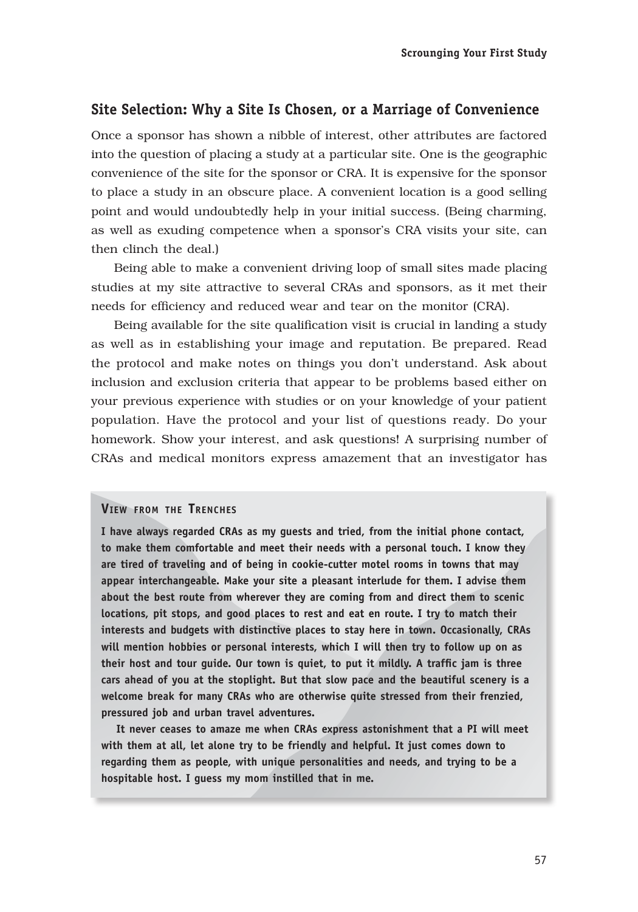## Site Selection: Why a Site Is Chosen, or a Marriage of Convenience

Once a sponsor has shown a nibble of interest, other attributes are factored into the question of placing a study at a particular site. One is the geographic convenience of the site for the sponsor or CRA. It is expensive for the sponsor to place a study in an obscure place. A convenient location is a good selling point and would undoubtedly help in your initial success. (Being charming, as well as exuding competence when a sponsor's CRA visits your site, can then clinch the deal.)

Being able to make a convenient driving loop of small sites made placing studies at my site attractive to several CRAs and sponsors, as it met their needs for efficiency and reduced wear and tear on the monitor (CRA).

Being available for the site qualification visit is crucial in landing a study as well as in establishing your image and reputation. Be prepared. Read the protocol and make notes on things you don't understand. Ask about inclusion and exclusion criteria that appear to be problems based either on your previous experience with studies or on your knowledge of your patient population. Have the protocol and your list of questions ready. Do your homework. Show your interest, and ask questions! A surprising number of CRAs and medical monitors express amazement that an investigator has

> **View from the Trenches**
>
> **I have always regarded CRAs as my guests and tried, from the initial phone contact, to make them comfortable and meet their needs with a personal touch. I know they are tired of traveling and of being in cookie-cutter motel rooms in towns that may appear interchangeable. Make your site a pleasant interlude for them. I advise them about the best route from wherever they are coming from and direct them to scenic locations, pit stops, and good places to rest and eat en route. I try to match their interests and budgets with distinctive places to stay here in town. Occasionally, CRAs will mention hobbies or personal interests, which I will then try to follow up on as their host and tour guide. Our town is quiet, to put it mildly. A traffic jam is three cars ahead of you at the stoplight. But that slow pace and the beautiful scenery is a welcome break for many CRAs who are otherwise quite stressed from their frenzied, pressured job and urban travel adventures.**
>
> **It never ceases to amaze me when CRAs express astonishment that a PI will meet with them at all, let alone try to be friendly and helpful. It just comes down to regarding them as people, with unique personalities and needs, and trying to be a hospitable host. I guess my mom instilled that in me.**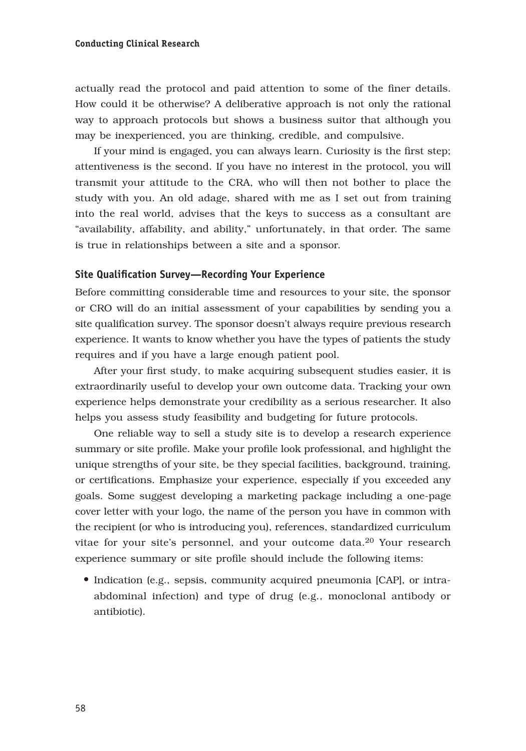actually read the protocol and paid attention to some of the finer details. How could it be otherwise? A deliberative approach is not only the rational way to approach protocols but shows a business suitor that although you may be inexperienced, you are thinking, credible, and compulsive.

If your mind is engaged, you can always learn. Curiosity is the first step; attentiveness is the second. If you have no interest in the protocol, you will transmit your attitude to the CRA, who will then not bother to place the study with you. An old adage, shared with me as I set out from training into the real world, advises that the keys to success as a consultant are "availability, affability, and ability," unfortunately, in that order. The same is true in relationships between a site and a sponsor.

### Site Qualification Survey—Recording Your Experience

Before committing considerable time and resources to your site, the sponsor or CRO will do an initial assessment of your capabilities by sending you a site qualification survey. The sponsor doesn't always require previous research experience. It wants to know whether you have the types of patients the study requires and if you have a large enough patient pool.

After your first study, to make acquiring subsequent studies easier, it is extraordinarily useful to develop your own outcome data. Tracking your own experience helps demonstrate your credibility as a serious researcher. It also helps you assess study feasibility and budgeting for future protocols.

One reliable way to sell a study site is to develop a research experience summary or site profile. Make your profile look professional, and highlight the unique strengths of your site, be they special facilities, background, training, or certifications. Emphasize your experience, especially if you exceeded any goals. Some suggest developing a marketing package including a one-page cover letter with your logo, the name of the person you have in common with the recipient (or who is introducing you), references, standardized curriculum vitae for your site's personnel, and your outcome data.[20] Your research experience summary or site profile should include the following items:

- Indication (e.g., sepsis, community acquired pneumonia [CAP], or intra-abdominal infection) and type of drug (e.g., monoclonal antibody or antibiotic).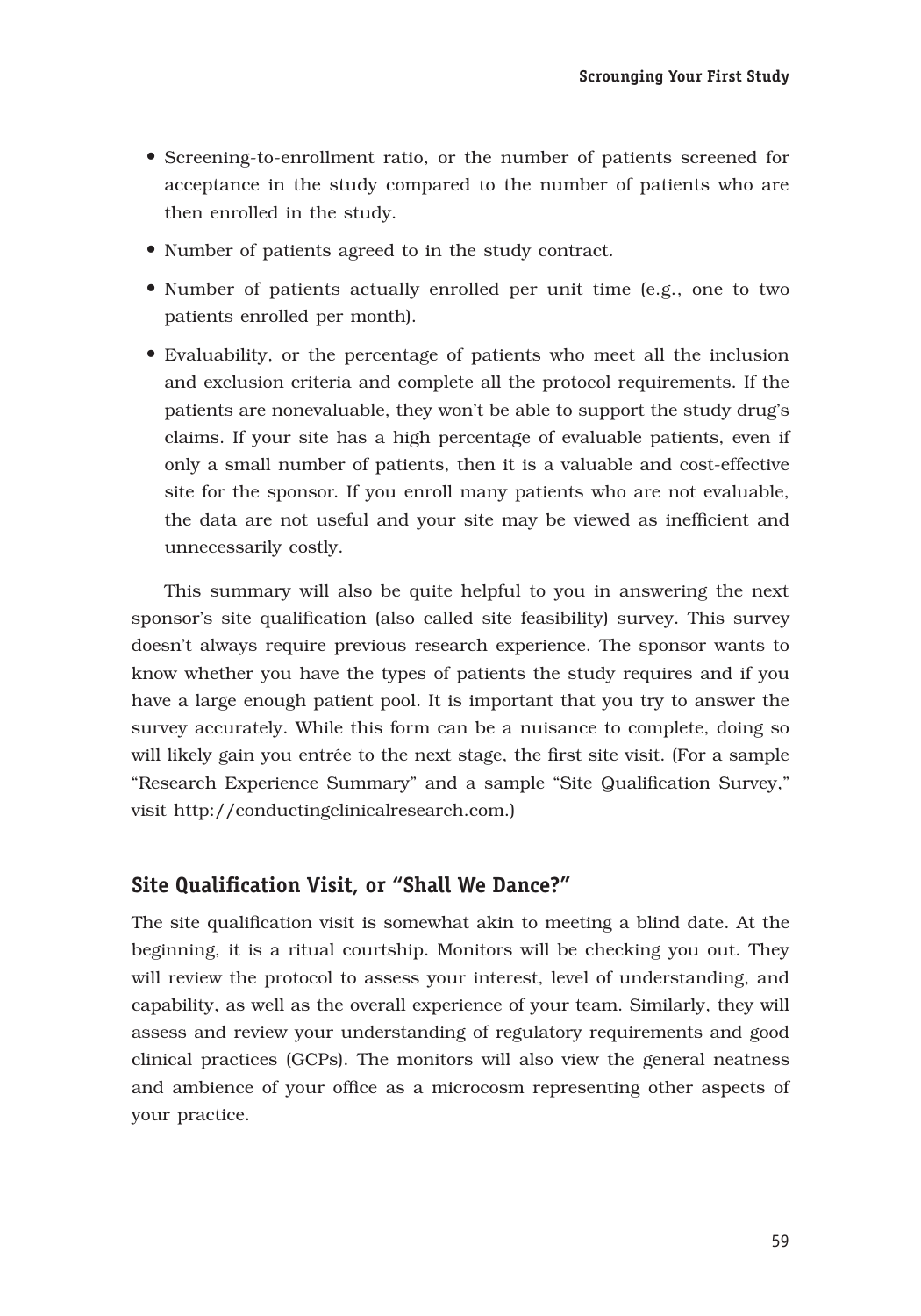- Screening-to-enrollment ratio, or the number of patients screened for acceptance in the study compared to the number of patients who are then enrolled in the study.
- Number of patients agreed to in the study contract.
- Number of patients actually enrolled per unit time (e.g., one to two patients enrolled per month).
- Evaluability, or the percentage of patients who meet all the inclusion and exclusion criteria and complete all the protocol requirements. If the patients are nonevaluable, they won't be able to support the study drug's claims. If your site has a high percentage of evaluable patients, even if only a small number of patients, then it is a valuable and cost-effective site for the sponsor. If you enroll many patients who are not evaluable, the data are not useful and your site may be viewed as inefficient and unnecessarily costly.

This summary will also be quite helpful to you in answering the next sponsor's site qualification (also called site feasibility) survey. This survey doesn't always require previous research experience. The sponsor wants to know whether you have the types of patients the study requires and if you have a large enough patient pool. It is important that you try to answer the survey accurately. While this form can be a nuisance to complete, doing so will likely gain you entrée to the next stage, the first site visit. (For a sample "Research Experience Summary" and a sample "Site Qualification Survey," visit http://conductingclinicalresearch.com.)

## Site Qualification Visit, or "Shall We Dance?"

The site qualification visit is somewhat akin to meeting a blind date. At the beginning, it is a ritual courtship. Monitors will be checking you out. They will review the protocol to assess your interest, level of understanding, and capability, as well as the overall experience of your team. Similarly, they will assess and review your understanding of regulatory requirements and good clinical practices (GCPs). The monitors will also view the general neatness and ambience of your office as a microcosm representing other aspects of your practice.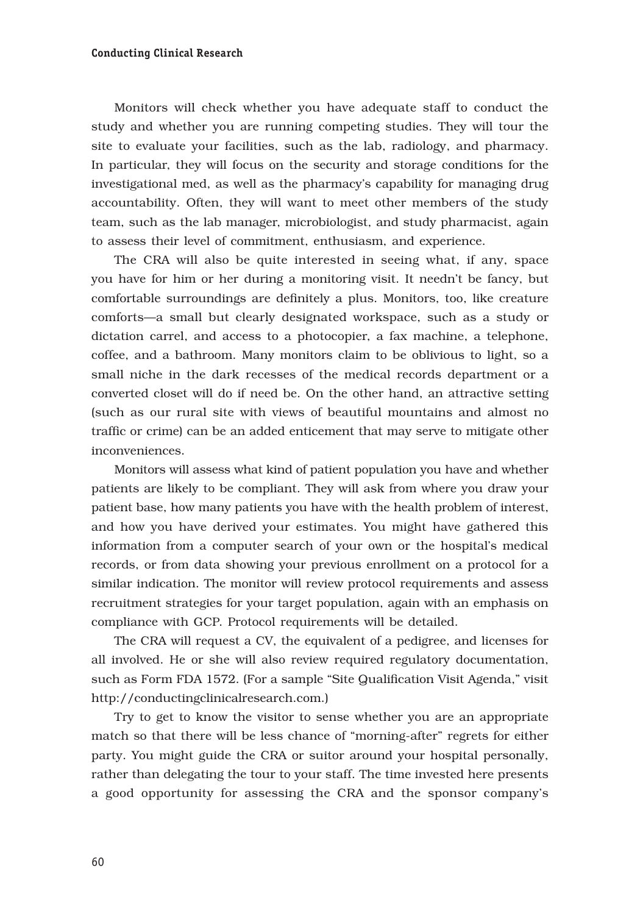Monitors will check whether you have adequate staff to conduct the study and whether you are running competing studies. They will tour the site to evaluate your facilities, such as the lab, radiology, and pharmacy. In particular, they will focus on the security and storage conditions for the investigational med, as well as the pharmacy's capability for managing drug accountability. Often, they will want to meet other members of the study team, such as the lab manager, microbiologist, and study pharmacist, again to assess their level of commitment, enthusiasm, and experience.

The CRA will also be quite interested in seeing what, if any, space you have for him or her during a monitoring visit. It needn't be fancy, but comfortable surroundings are definitely a plus. Monitors, too, like creature comforts—a small but clearly designated workspace, such as a study or dictation carrel, and access to a photocopier, a fax machine, a telephone, coffee, and a bathroom. Many monitors claim to be oblivious to light, so a small niche in the dark recesses of the medical records department or a converted closet will do if need be. On the other hand, an attractive setting (such as our rural site with views of beautiful mountains and almost no traffic or crime) can be an added enticement that may serve to mitigate other inconveniences.

Monitors will assess what kind of patient population you have and whether patients are likely to be compliant. They will ask from where you draw your patient base, how many patients you have with the health problem of interest, and how you have derived your estimates. You might have gathered this information from a computer search of your own or the hospital's medical records, or from data showing your previous enrollment on a protocol for a similar indication. The monitor will review protocol requirements and assess recruitment strategies for your target population, again with an emphasis on compliance with GCP. Protocol requirements will be detailed.

The CRA will request a CV, the equivalent of a pedigree, and licenses for all involved. He or she will also review required regulatory documentation, such as Form FDA 1572. (For a sample "Site Qualification Visit Agenda," visit http://conductingclinicalresearch.com.)

Try to get to know the visitor to sense whether you are an appropriate match so that there will be less chance of "morning-after" regrets for either party. You might guide the CRA or suitor around your hospital personally, rather than delegating the tour to your staff. The time invested here presents a good opportunity for assessing the CRA and the sponsor company's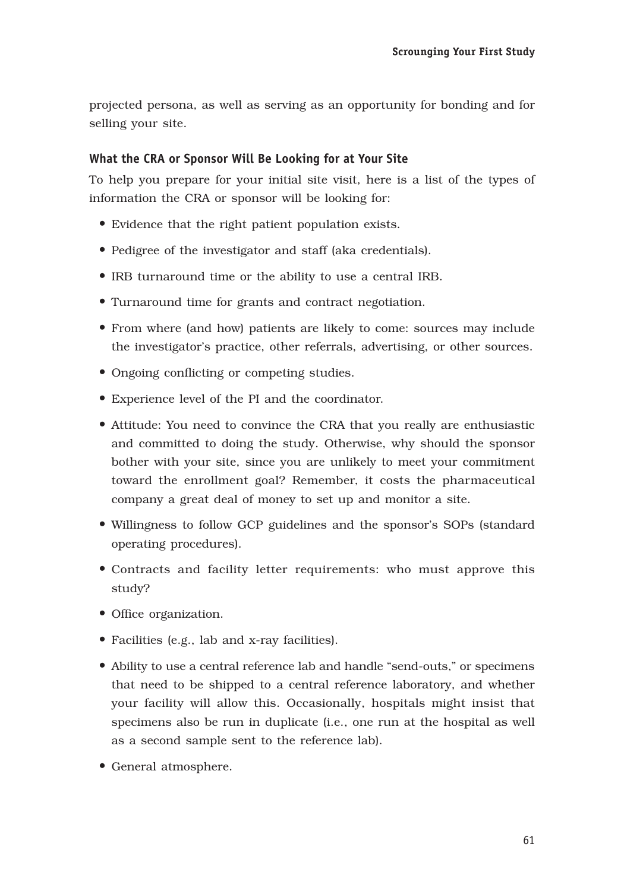projected persona, as well as serving as an opportunity for bonding and for selling your site.

### What the CRA or Sponsor Will Be Looking for at Your Site

To help you prepare for your initial site visit, here is a list of the types of information the CRA or sponsor will be looking for:

- Evidence that the right patient population exists.
- Pedigree of the investigator and staff (aka credentials).
- IRB turnaround time or the ability to use a central IRB.
- Turnaround time for grants and contract negotiation.
- From where (and how) patients are likely to come: sources may include the investigator's practice, other referrals, advertising, or other sources.
- Ongoing conflicting or competing studies.
- Experience level of the PI and the coordinator.
- Attitude: You need to convince the CRA that you really are enthusiastic and committed to doing the study. Otherwise, why should the sponsor bother with your site, since you are unlikely to meet your commitment toward the enrollment goal? Remember, it costs the pharmaceutical company a great deal of money to set up and monitor a site.
- Willingness to follow GCP guidelines and the sponsor's SOPs (standard operating procedures).
- Contracts and facility letter requirements: who must approve this study?
- Office organization.
- Facilities (e.g., lab and x-ray facilities).
- Ability to use a central reference lab and handle "send-outs," or specimens that need to be shipped to a central reference laboratory, and whether your facility will allow this. Occasionally, hospitals might insist that specimens also be run in duplicate (i.e., one run at the hospital as well as a second sample sent to the reference lab).
- General atmosphere.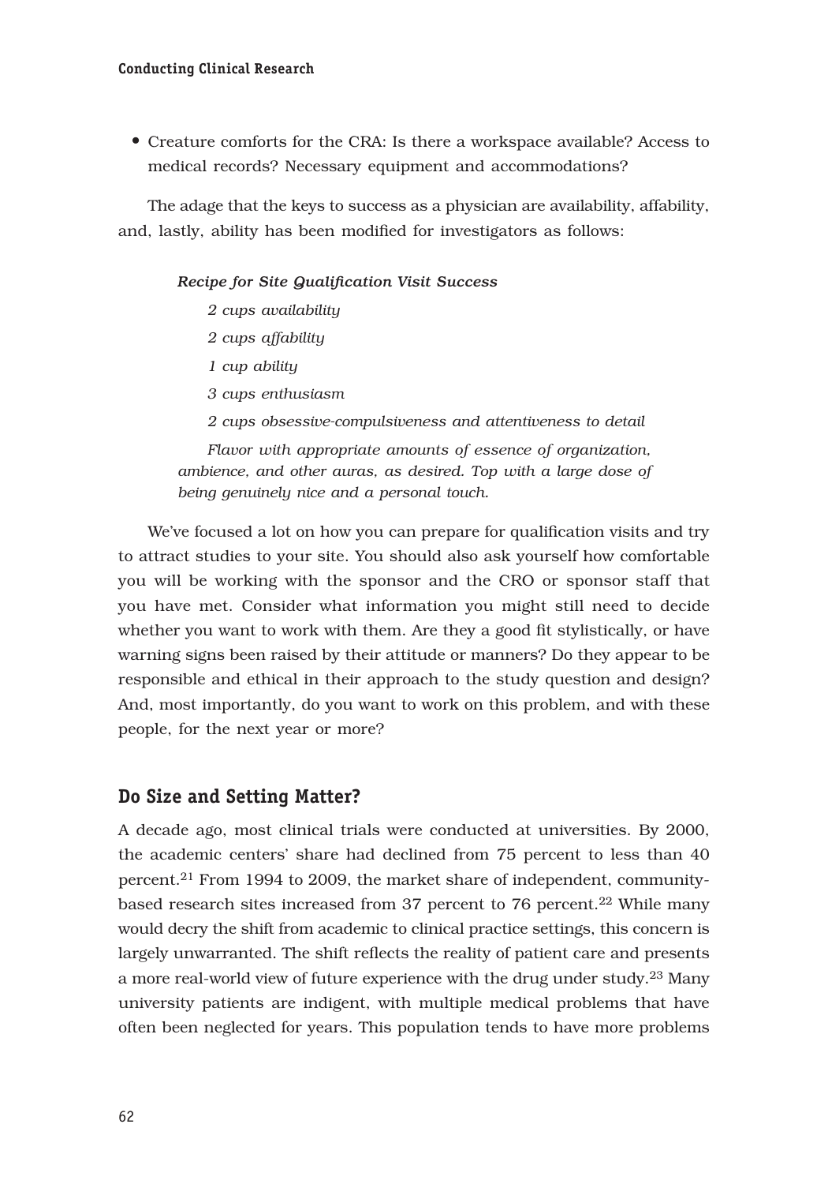- Creature comforts for the CRA: Is there a workspace available? Access to medical records? Necessary equipment and accommodations?

The adage that the keys to success as a physician are availability, affability, and, lastly, ability has been modified for investigators as follows:

> ***Recipe for Site Qualification Visit Success***
>
> *2 cups availability*
>
> *2 cups affability*
>
> *1 cup ability*
>
> *3 cups enthusiasm*
>
> *2 cups obsessive-compulsiveness and attentiveness to detail*
>
> *Flavor with appropriate amounts of essence of organization, ambience, and other auras, as desired. Top with a large dose of being genuinely nice and a personal touch.*

We've focused a lot on how you can prepare for qualification visits and try to attract studies to your site. You should also ask yourself how comfortable you will be working with the sponsor and the CRO or sponsor staff that you have met. Consider what information you might still need to decide whether you want to work with them. Are they a good fit stylistically, or have warning signs been raised by their attitude or manners? Do they appear to be responsible and ethical in their approach to the study question and design? And, most importantly, do you want to work on this problem, and with these people, for the next year or more?

## Do Size and Setting Matter?

A decade ago, most clinical trials were conducted at universities. By 2000, the academic centers' share had declined from 75 percent to less than 40 percent.[21] From 1994 to 2009, the market share of independent, community-based research sites increased from 37 percent to 76 percent.[22] While many would decry the shift from academic to clinical practice settings, this concern is largely unwarranted. The shift reflects the reality of patient care and presents a more real-world view of future experience with the drug under study.[23] Many university patients are indigent, with multiple medical problems that have often been neglected for years. This population tends to have more problems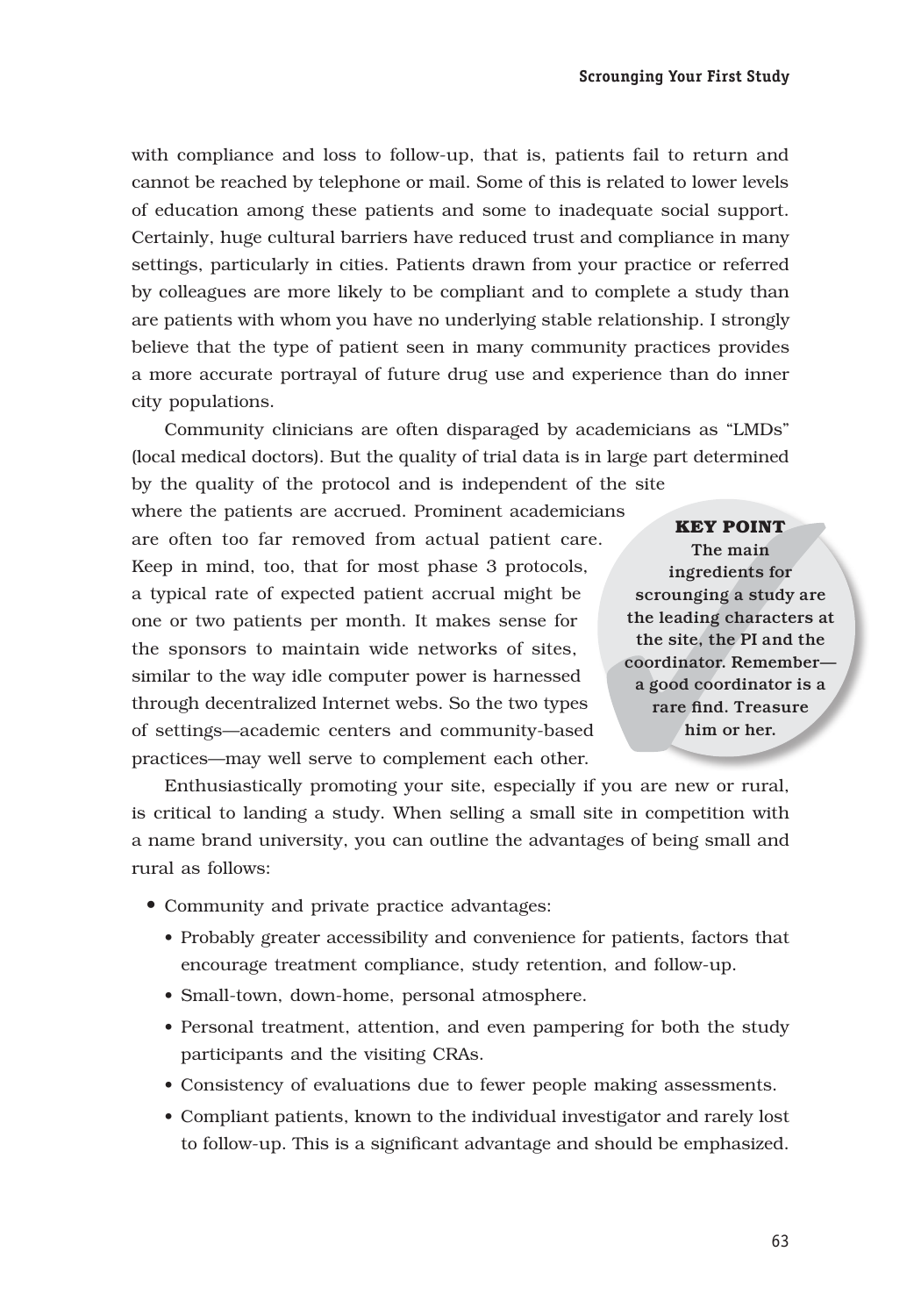with compliance and loss to follow-up, that is, patients fail to return and cannot be reached by telephone or mail. Some of this is related to lower levels of education among these patients and some to inadequate social support. Certainly, huge cultural barriers have reduced trust and compliance in many settings, particularly in cities. Patients drawn from your practice or referred by colleagues are more likely to be compliant and to complete a study than are patients with whom you have no underlying stable relationship. I strongly believe that the type of patient seen in many community practices provides a more accurate portrayal of future drug use and experience than do inner city populations.

Community clinicians are often disparaged by academicians as "LMDs" (local medical doctors). But the quality of trial data is in large part determined by the quality of the protocol and is independent of the site where the patients are accrued. Prominent academicians are often too far removed from actual patient care. Keep in mind, too, that for most phase 3 protocols, a typical rate of expected patient accrual might be one or two patients per month. It makes sense for the sponsors to maintain wide networks of sites, similar to the way idle computer power is harnessed through decentralized Internet webs. So the two types of settings—academic centers and community-based practices—may well serve to complement each other.

> **KEY POINT**
> **The main ingredients for scrounging a study are the leading characters at the site, the PI and the coordinator. Remember—a good coordinator is a rare find. Treasure him or her.**

Enthusiastically promoting your site, especially if you are new or rural, is critical to landing a study. When selling a small site in competition with a name brand university, you can outline the advantages of being small and rural as follows:

- Community and private practice advantages:
  - Probably greater accessibility and convenience for patients, factors that encourage treatment compliance, study retention, and follow-up.
  - Small-town, down-home, personal atmosphere.
  - Personal treatment, attention, and even pampering for both the study participants and the visiting CRAs.
  - Consistency of evaluations due to fewer people making assessments.
  - Compliant patients, known to the individual investigator and rarely lost to follow-up. This is a significant advantage and should be emphasized.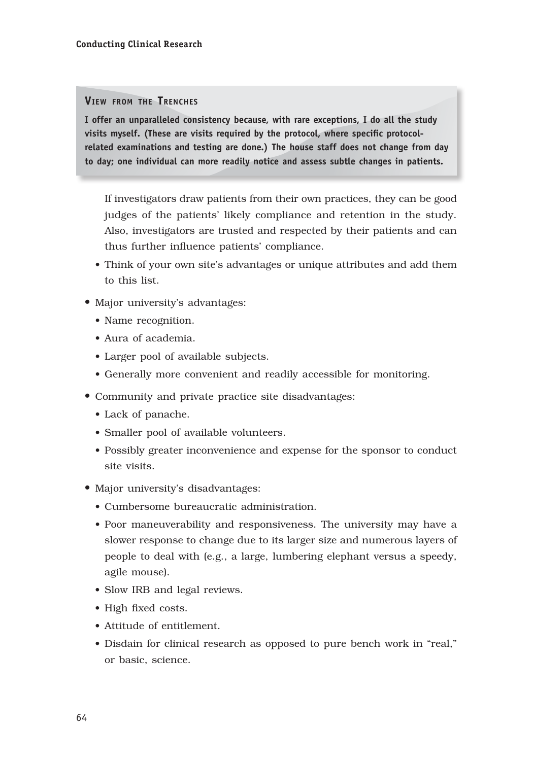**View from the Trenches**

**I offer an unparalleled consistency because, with rare exceptions, I do all the study visits myself. (These are visits required by the protocol, where specific protocol-related examinations and testing are done.) The house staff does not change from day to day; one individual can more readily notice and assess subtle changes in patients.**

If investigators draw patients from their own practices, they can be good judges of the patients' likely compliance and retention in the study. Also, investigators are trusted and respected by their patients and can thus further influence patients' compliance.

- Think of your own site's advantages or unique attributes and add them to this list.

- Major university's advantages:
  - Name recognition.
  - Aura of academia.
  - Larger pool of available subjects.
  - Generally more convenient and readily accessible for monitoring.
- Community and private practice site disadvantages:
  - Lack of panache.
  - Smaller pool of available volunteers.
  - Possibly greater inconvenience and expense for the sponsor to conduct site visits.
- Major university's disadvantages:
  - Cumbersome bureaucratic administration.
  - Poor maneuverability and responsiveness. The university may have a slower response to change due to its larger size and numerous layers of people to deal with (e.g., a large, lumbering elephant versus a speedy, agile mouse).
  - Slow IRB and legal reviews.
  - High fixed costs.
  - Attitude of entitlement.
  - Disdain for clinical research as opposed to pure bench work in "real," or basic, science.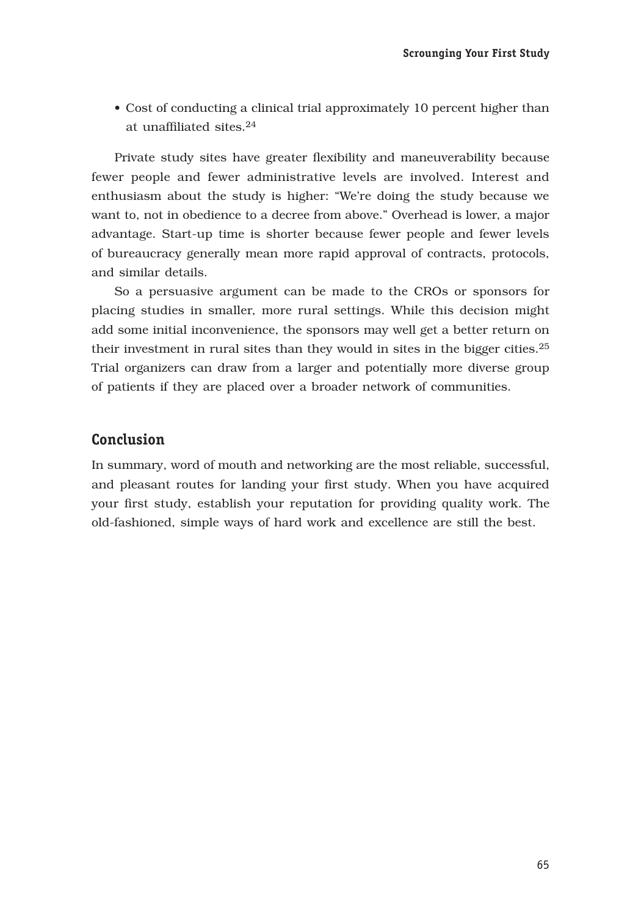- Cost of conducting a clinical trial approximately 10 percent higher than at unaffiliated sites.[24]

Private study sites have greater flexibility and maneuverability because fewer people and fewer administrative levels are involved. Interest and enthusiasm about the study is higher: "We're doing the study because we want to, not in obedience to a decree from above." Overhead is lower, a major advantage. Start-up time is shorter because fewer people and fewer levels of bureaucracy generally mean more rapid approval of contracts, protocols, and similar details.

So a persuasive argument can be made to the CROs or sponsors for placing studies in smaller, more rural settings. While this decision might add some initial inconvenience, the sponsors may well get a better return on their investment in rural sites than they would in sites in the bigger cities.[25] Trial organizers can draw from a larger and potentially more diverse group of patients if they are placed over a broader network of communities.

## Conclusion

In summary, word of mouth and networking are the most reliable, successful, and pleasant routes for landing your first study. When you have acquired your first study, establish your reputation for providing quality work. The old-fashioned, simple ways of hard work and excellence are still the best.